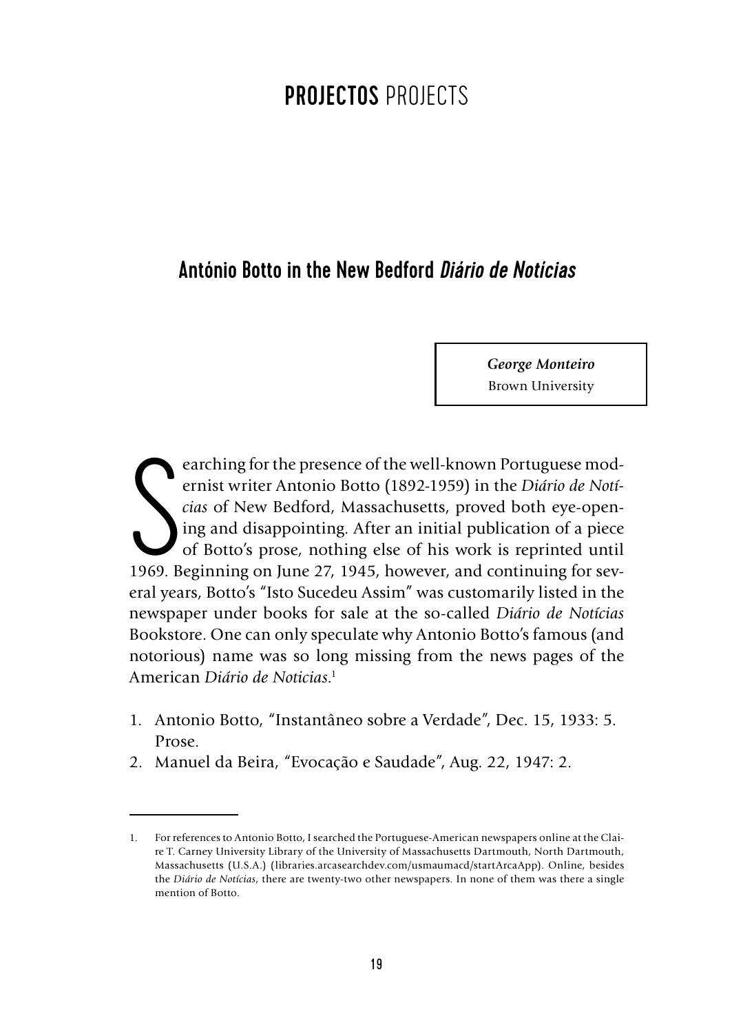# PROJECTOS PROJECTS

## António Botto in the New Bedford *Diário de Noticias*

***George Monteiro***
Brown University

Searching for the presence of the well-known Portuguese modernist writer Antonio Botto (1892-1959) in the *Diário de Notícias* of New Bedford, Massachusetts, proved both eye-opening and disappointing. After an initial publication of a piece of Botto's prose, nothing else of his work is reprinted until 1969. Beginning on June 27, 1945, however, and continuing for several years, Botto's "Isto Sucedeu Assim" was customarily listed in the newspaper under books for sale at the so-called *Diário de Notícias* Bookstore. One can only speculate why Antonio Botto's famous (and notorious) name was so long missing from the news pages of the American *Diário de Noticias*.[1]

1. Antonio Botto, "Instantâneo sobre a Verdade", Dec. 15, 1933: 5. Prose.
2. Manuel da Beira, "Evocação e Saudade", Aug. 22, 1947: 2.

---

1. For references to Antonio Botto, I searched the Portuguese-American newspapers online at the Claire T. Carney University Library of the University of Massachusetts Dartmouth, North Dartmouth, Massachusetts (U.S.A.) (libraries.arcasearchdev.com/usmaumacd/startArcaApp). Online, besides the *Diário de Notícias*, there are twenty-two other newspapers. In none of them was there a single mention of Botto.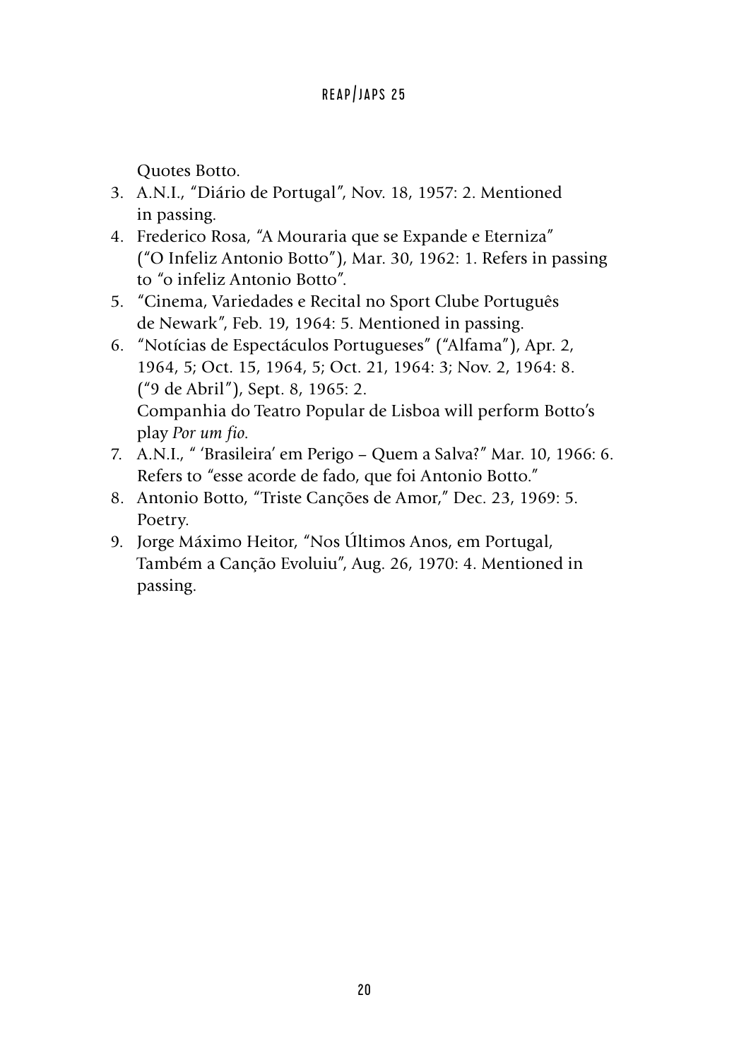Quotes Botto.

3. A.N.I., "Diário de Portugal", Nov. 18, 1957: 2. Mentioned in passing.
4. Frederico Rosa, "A Mouraria que se Expande e Eterniza" ("O Infeliz Antonio Botto"), Mar. 30, 1962: 1. Refers in passing to "o infeliz Antonio Botto".
5. "Cinema, Variedades e Recital no Sport Clube Português de Newark", Feb. 19, 1964: 5. Mentioned in passing.
6. "Notícias de Espectáculos Portugueses" ("Alfama"), Apr. 2, 1964, 5; Oct. 15, 1964, 5; Oct. 21, 1964: 3; Nov. 2, 1964: 8. ("9 de Abril"), Sept. 8, 1965: 2.
   Companhia do Teatro Popular de Lisboa will perform Botto's play *Por um fio*.
7. A.N.I., " 'Brasileira' em Perigo – Quem a Salva?" Mar. 10, 1966: 6. Refers to "esse acorde de fado, que foi Antonio Botto."
8. Antonio Botto, "Triste Canções de Amor," Dec. 23, 1969: 5. Poetry.
9. Jorge Máximo Heitor, "Nos Últimos Anos, em Portugal, Também a Canção Evoluiu", Aug. 26, 1970: 4. Mentioned in passing.